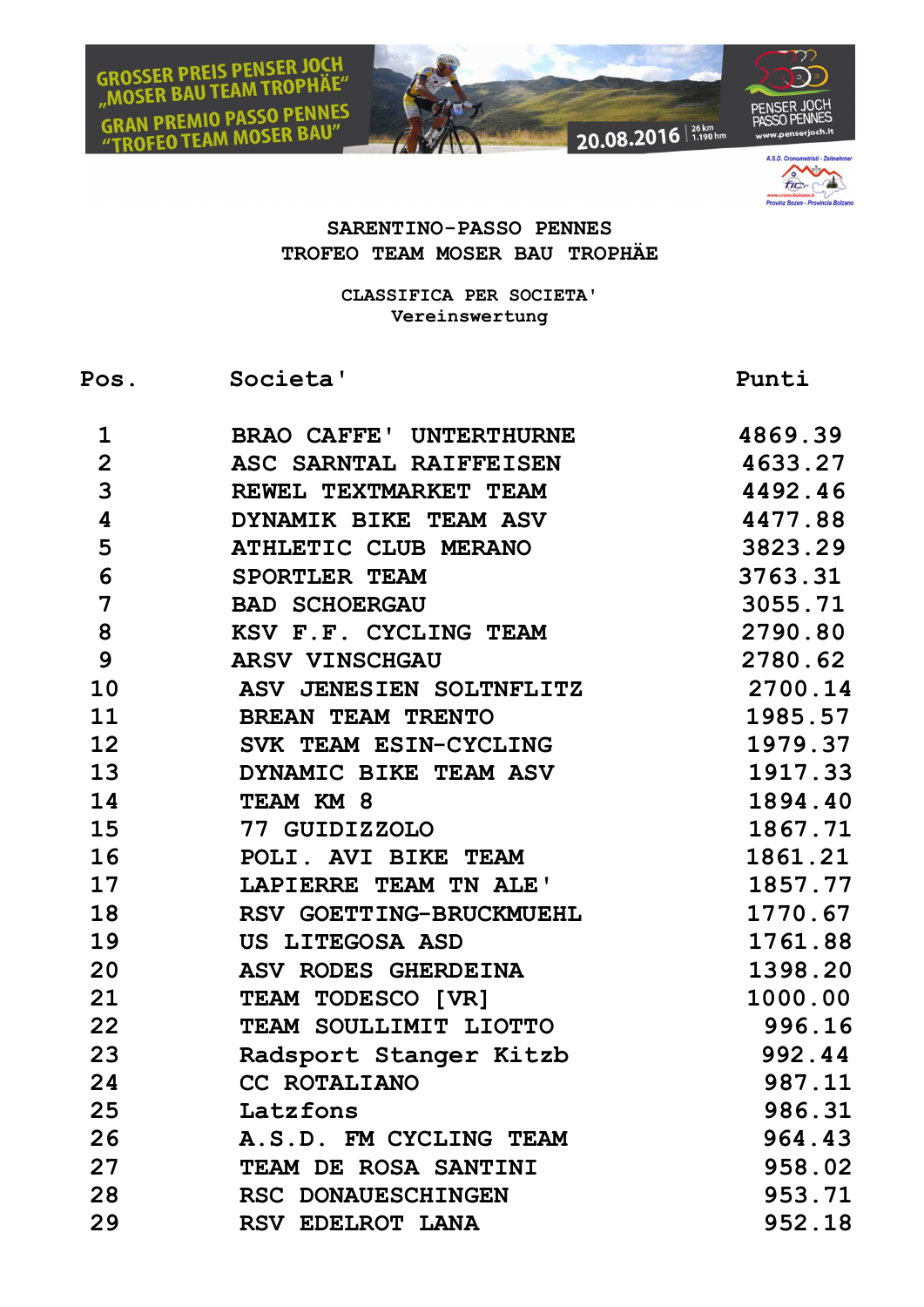GROSSER PREIS PENSER JOCH „MOSER BAU TEAM TROPHÄE"
GRAN PREMIO PASSO PENNES "TROFEO TEAM MOSER BAU"

20.08.2016 | 26 km 1.190 hm

PENSER JOCH PASSO PENNES www.penserjoch.it

## SARENTINO-PASSO PENNES
## TROFEO TEAM MOSER BAU TROPHÄE

### CLASSIFICA PER SOCIETA'
### Vereinswertung

| Pos. | Societa' | Punti |
|---|---|---|
| 1 | BRAO CAFFE' UNTERTHURNE | 4869.39 |
| 2 | ASC SARNTAL RAIFFEISEN | 4633.27 |
| 3 | REWEL TEXTMARKET TEAM | 4492.46 |
| 4 | DYNAMIK BIKE TEAM ASV | 4477.88 |
| 5 | ATHLETIC CLUB MERANO | 3823.29 |
| 6 | SPORTLER TEAM | 3763.31 |
| 7 | BAD SCHOERGAU | 3055.71 |
| 8 | KSV F.F. CYCLING TEAM | 2790.80 |
| 9 | ARSV VINSCHGAU | 2780.62 |
| 10 | ASV JENESIEN SOLTNFLITZ | 2700.14 |
| 11 | BREAN TEAM TRENTO | 1985.57 |
| 12 | SVK TEAM ESIN-CYCLING | 1979.37 |
| 13 | DYNAMIC BIKE TEAM ASV | 1917.33 |
| 14 | TEAM KM 8 | 1894.40 |
| 15 | 77 GUIDIZZOLO | 1867.71 |
| 16 | POLI. AVI BIKE TEAM | 1861.21 |
| 17 | LAPIERRE TEAM TN ALE' | 1857.77 |
| 18 | RSV GOETTING-BRUCKMUEHL | 1770.67 |
| 19 | US LITEGOSA ASD | 1761.88 |
| 20 | ASV RODES GHERDEINA | 1398.20 |
| 21 | TEAM TODESCO [VR] | 1000.00 |
| 22 | TEAM SOULLIMIT LIOTTO | 996.16 |
| 23 | Radsport Stanger Kitzb | 992.44 |
| 24 | CC ROTALIANO | 987.11 |
| 25 | Latzfons | 986.31 |
| 26 | A.S.D. FM CYCLING TEAM | 964.43 |
| 27 | TEAM DE ROSA SANTINI | 958.02 |
| 28 | RSC DONAUESCHINGEN | 953.71 |
| 29 | RSV EDELROT LANA | 952.18 |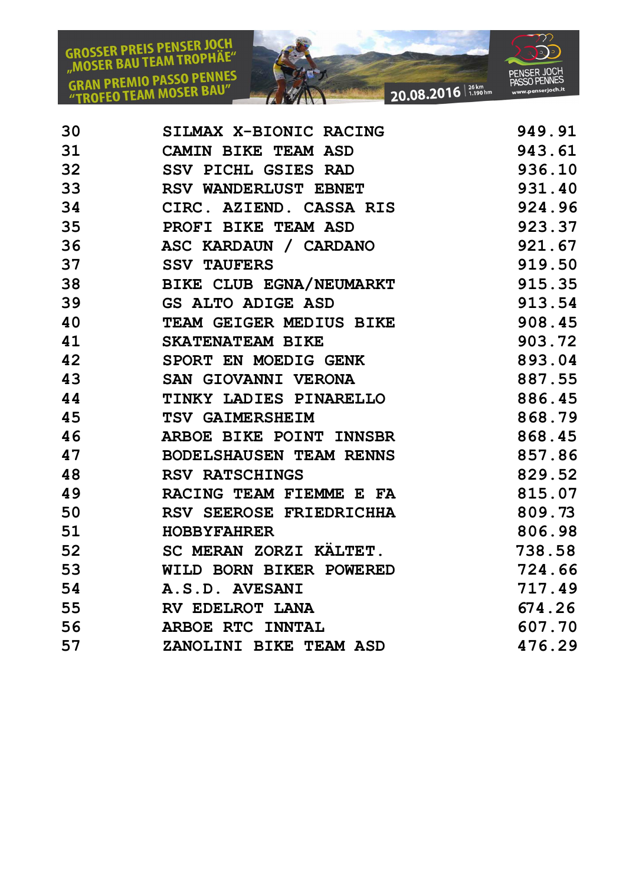| | | |
|---|---|---|
| 30 | SILMAX X-BIONIC RACING | 949.91 |
| 31 | CAMIN BIKE TEAM ASD | 943.61 |
| 32 | SSV PICHL GSIES RAD | 936.10 |
| 33 | RSV WANDERLUST EBNET | 931.40 |
| 34 | CIRC. AZIEND. CASSA RIS | 924.96 |
| 35 | PROFI BIKE TEAM ASD | 923.37 |
| 36 | ASC KARDAUN / CARDANO | 921.67 |
| 37 | SSV TAUFERS | 919.50 |
| 38 | BIKE CLUB EGNA/NEUMARKT | 915.35 |
| 39 | GS ALTO ADIGE ASD | 913.54 |
| 40 | TEAM GEIGER MEDIUS BIKE | 908.45 |
| 41 | SKATENATEAM BIKE | 903.72 |
| 42 | SPORT EN MOEDIG GENK | 893.04 |
| 43 | SAN GIOVANNI VERONA | 887.55 |
| 44 | TINKY LADIES PINARELLO | 886.45 |
| 45 | TSV GAIMERSHEIM | 868.79 |
| 46 | ARBOE BIKE POINT INNSBR | 868.45 |
| 47 | BODELSHAUSEN TEAM RENNS | 857.86 |
| 48 | RSV RATSCHINGS | 829.52 |
| 49 | RACING TEAM FIEMME E FA | 815.07 |
| 50 | RSV SEEROSE FRIEDRICHHA | 809.73 |
| 51 | HOBBYFAHRER | 806.98 |
| 52 | SC MERAN ZORZI KÄLTET. | 738.58 |
| 53 | WILD BORN BIKER POWERED | 724.66 |
| 54 | A.S.D. AVESANI | 717.49 |
| 55 | RV EDELROT LANA | 674.26 |
| 56 | ARBOE RTC INNTAL | 607.70 |
| 57 | ZANOLINI BIKE TEAM ASD | 476.29 |